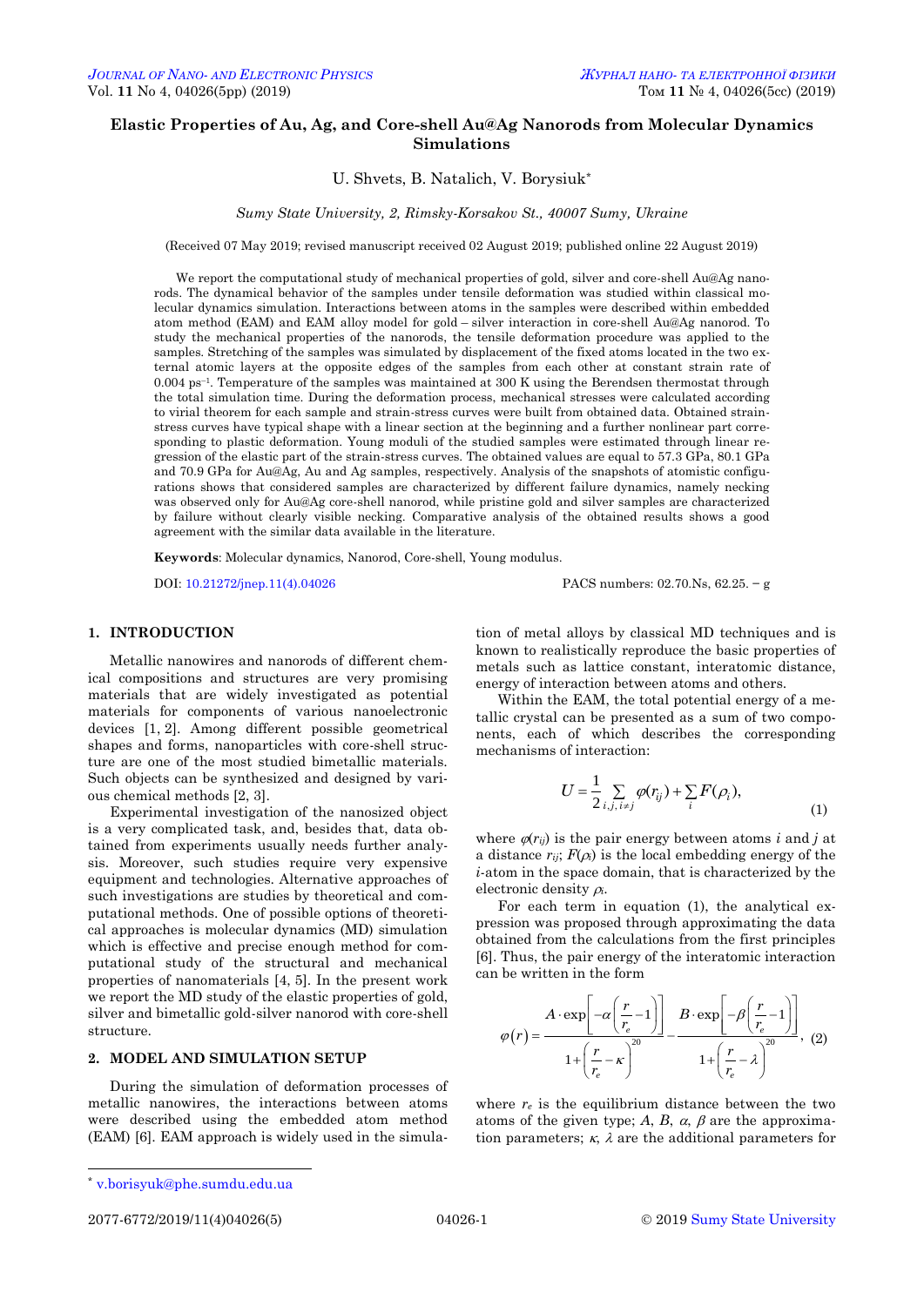# Elastic Properties of Au, Ag, and Core-shell Au@Ag Nanorods from Molecular Dynamics Simulations

U. Shvets, B. Natalich, V. Borysiuk*

*Sumy State University, 2, Rimsky-Korsakov St., 40007 Sumy, Ukraine*

(Received 07 May 2019; revised manuscript received 02 August 2019; published online 22 August 2019)

We report the computational study of mechanical properties of gold, silver and core-shell Au@Ag nanorods. The dynamical behavior of the samples under tensile deformation was studied within classical molecular dynamics simulation. Interactions between atoms in the samples were described within embedded atom method (EAM) and EAM alloy model for gold – silver interaction in core-shell Au@Ag nanorod. To study the mechanical properties of the nanorods, the tensile deformation procedure was applied to the samples. Stretching of the samples was simulated by displacement of the fixed atoms located in the two external atomic layers at the opposite edges of the samples from each other at constant strain rate of 0.004 ps$^{-1}$. Temperature of the samples was maintained at 300 K using the Berendsen thermostat through the total simulation time. During the deformation process, mechanical stresses were calculated according to virial theorem for each sample and strain-stress curves were built from obtained data. Obtained strain-stress curves have typical shape with a linear section at the beginning and a further nonlinear part corresponding to plastic deformation. Young moduli of the studied samples were estimated through linear regression of the elastic part of the strain-stress curves. The obtained values are equal to 57.3 GPa, 80.1 GPa and 70.9 GPa for Au@Ag, Au and Ag samples, respectively. Analysis of the snapshots of atomistic configurations shows that considered samples are characterized by different failure dynamics, namely necking was observed only for Au@Ag core-shell nanorod, while pristine gold and silver samples are characterized by failure without clearly visible necking. Comparative analysis of the obtained results shows a good agreement with the similar data available in the literature.

**Keywords**: Molecular dynamics, Nanorod, Core-shell, Young modulus.

DOI: 10.21272/jnep.11(4).04026

PACS numbers: 02.70.Ns, 62.25. – g

## 1. INTRODUCTION

Metallic nanowires and nanorods of different chemical compositions and structures are very promising materials that are widely investigated as potential materials for components of various nanoelectronic devices [1, 2]. Among different possible geometrical shapes and forms, nanoparticles with core-shell structure are one of the most studied bimetallic materials. Such objects can be synthesized and designed by various chemical methods [2, 3].

Experimental investigation of the nanosized object is a very complicated task, and, besides that, data obtained from experiments usually needs further analysis. Moreover, such studies require very expensive equipment and technologies. Alternative approaches of such investigations are studies by theoretical and computational methods. One of possible options of theoretical approaches is molecular dynamics (MD) simulation which is effective and precise enough method for computational study of the structural and mechanical properties of nanomaterials [4, 5]. In the present work we report the MD study of the elastic properties of gold, silver and bimetallic gold-silver nanorod with core-shell structure.

## 2. MODEL AND SIMULATION SETUP

During the simulation of deformation processes of metallic nanowires, the interactions between atoms were described using the embedded atom method (EAM) [6]. EAM approach is widely used in the simulation of metal alloys by classical MD techniques and is known to realistically reproduce the basic properties of metals such as lattice constant, interatomic distance, energy of interaction between atoms and others.

Within the EAM, the total potential energy of a metallic crystal can be presented as a sum of two components, each of which describes the corresponding mechanisms of interaction:

$$U = \frac{1}{2}\sum_{i,j,\, i \neq j} \varphi(r_{ij}) + \sum_i F(\rho_i), \tag{1}$$

where $\varphi(r_{ij})$ is the pair energy between atoms $i$ and $j$ at a distance $r_{ij}$; $F(\rho_i)$ is the local embedding energy of the $i$-atom in the space domain, that is characterized by the electronic density $\rho_i$.

For each term in equation (1), the analytical expression was proposed through approximating the data obtained from the calculations from the first principles [6]. Thus, the pair energy of the interatomic interaction can be written in the form

$$\varphi(r) = \frac{A \cdot \exp\left[-\alpha\left(\dfrac{r}{r_e}-1\right)\right]}{1+\left(\dfrac{r}{r_e}-\kappa\right)^{20}} - \frac{B \cdot \exp\left[-\beta\left(\dfrac{r}{r_e}-1\right)\right]}{1+\left(\dfrac{r}{r_e}-\lambda\right)^{20}}, \tag{2}$$

where $r_e$ is the equilibrium distance between the two atoms of the given type; $A$, $B$, $\alpha$, $\beta$ are the approximation parameters; $\kappa$, $\lambda$ are the additional parameters for

---

* v.borisyuk@phe.sumdu.edu.ua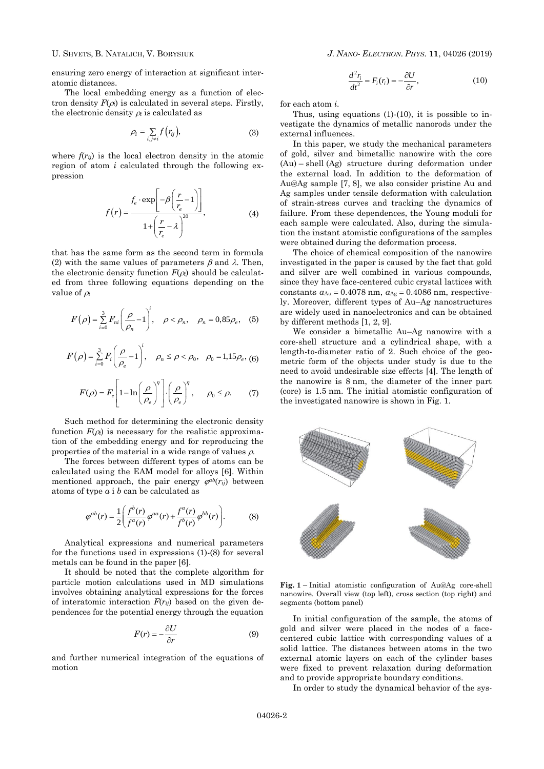ensuring zero energy of interaction at significant interatomic distances.

The local embedding energy as a function of electron density $F(\rho_i)$ is calculated in several steps. Firstly, the electronic density $\rho_i$ is calculated as

$$\rho_i = \sum_{i,j \neq i} f\left(r_{ij}\right), \tag{3}$$

where $f(r_{ij})$ is the local electron density in the atomic region of atom $i$ calculated through the following expression

$$f\left(r\right) = \frac{f_e \cdot \exp\left[-\beta\left(\frac{r}{r_e}-1\right)\right]}{1+\left(\frac{r}{r_e}-\lambda\right)^{20}}, \tag{4}$$

that has the same form as the second term in formula (2) with the same values of parameters $\beta$ and $\lambda$. Then, the electronic density function $F(\rho_i)$ should be calculated from three following equations depending on the value of $\rho_i$

$$F\left(\rho\right) = \sum_{i=0}^{3} F_{ni}\left(\frac{\rho}{\rho_n}-1\right)^i, \quad \rho < \rho_n, \quad \rho_n = 0{,}85\rho_e, \tag{5}$$

$$F\left(\rho\right) = \sum_{i=0}^{3} F_i\left(\frac{\rho}{\rho_e}-1\right)^i, \quad \rho_n \leq \rho < \rho_0, \quad \rho_0 = 1{,}15\rho_e, \tag{6}$$

$$F(\rho) = F_e\left[1-\ln\left(\frac{\rho}{\rho_e}\right)^{\eta}\right]\cdot\left(\frac{\rho}{\rho_e}\right)^{\eta}, \qquad \rho_0 \leq \rho. \tag{7}$$

Such method for determining the electronic density function $F(\rho_i)$ is necessary for the realistic approximation of the embedding energy and for reproducing the properties of the material in a wide range of values $\rho$.

The forces between different types of atoms can be calculated using the EAM model for alloys [6]. Within mentioned approach, the pair energy $\varphi^{ab}(r_{ij})$ between atoms of type $a$ i $b$ can be calculated as

$$\varphi^{ab}(r) = \frac{1}{2}\left(\frac{f^b(r)}{f^a(r)}\varphi^{aa}(r) + \frac{f^a(r)}{f^b(r)}\varphi^{bb}(r)\right). \tag{8}$$

Analytical expressions and numerical parameters for the functions used in expressions (1)-(8) for several metals can be found in the paper [6].

It should be noted that the complete algorithm for particle motion calculations used in MD simulations involves obtaining analytical expressions for the forces of interatomic interaction $F(r_{ij})$ based on the given dependences for the potential energy through the equation

$$F(r) = -\frac{\partial U}{\partial r} \tag{9}$$

and further numerical integration of the equations of motion

$$\frac{d^2 r_i}{dt^2} = F_i(r_i) = -\frac{\partial U}{\partial r}, \tag{10}$$

for each atom $i$.

Thus, using equations (1)-(10), it is possible to investigate the dynamics of metallic nanorods under the external influences.

In this paper, we study the mechanical parameters of gold, silver and bimetallic nanowire with the core (Au) – shell (Ag) structure during deformation under the external load. In addition to the deformation of Au@Ag sample [7, 8], we also consider pristine Au and Ag samples under tensile deformation with calculation of strain-stress curves and tracking the dynamics of failure. From these dependences, the Young moduli for each sample were calculated. Also, during the simulation the instant atomistic configurations of the samples were obtained during the deformation process.

The choice of chemical composition of the nanowire investigated in the paper is caused by the fact that gold and silver are well combined in various compounds, since they have face-centered cubic crystal lattices with constants $a_{Au} = 0.4078$ nm, $a_{Ag} = 0.4086$ nm, respectively. Moreover, different types of Au–Ag nanostructures are widely used in nanoelectronics and can be obtained by different methods [1, 2, 9].

We consider a bimetallic Au–Ag nanowire with a core-shell structure and a cylindrical shape, with a length-to-diameter ratio of 2. Such choice of the geometric form of the objects under study is due to the need to avoid undesirable size effects [4]. The length of the nanowire is 8 nm, the diameter of the inner part (core) is 1.5 nm. The initial atomistic configuration of the investigated nanowire is shown in Fig. 1.

**Fig. 1** – Initial atomistic configuration of Au@Ag core-shell nanowire. Overall view (top left), cross section (top right) and segments (bottom panel)

In initial configuration of the sample, the atoms of gold and silver were placed in the nodes of a face-centered cubic lattice with corresponding values of a solid lattice. The distances between atoms in the two external atomic layers on each of the cylinder bases were fixed to prevent relaxation during deformation and to provide appropriate boundary conditions.

In order to study the dynamical behavior of the sys-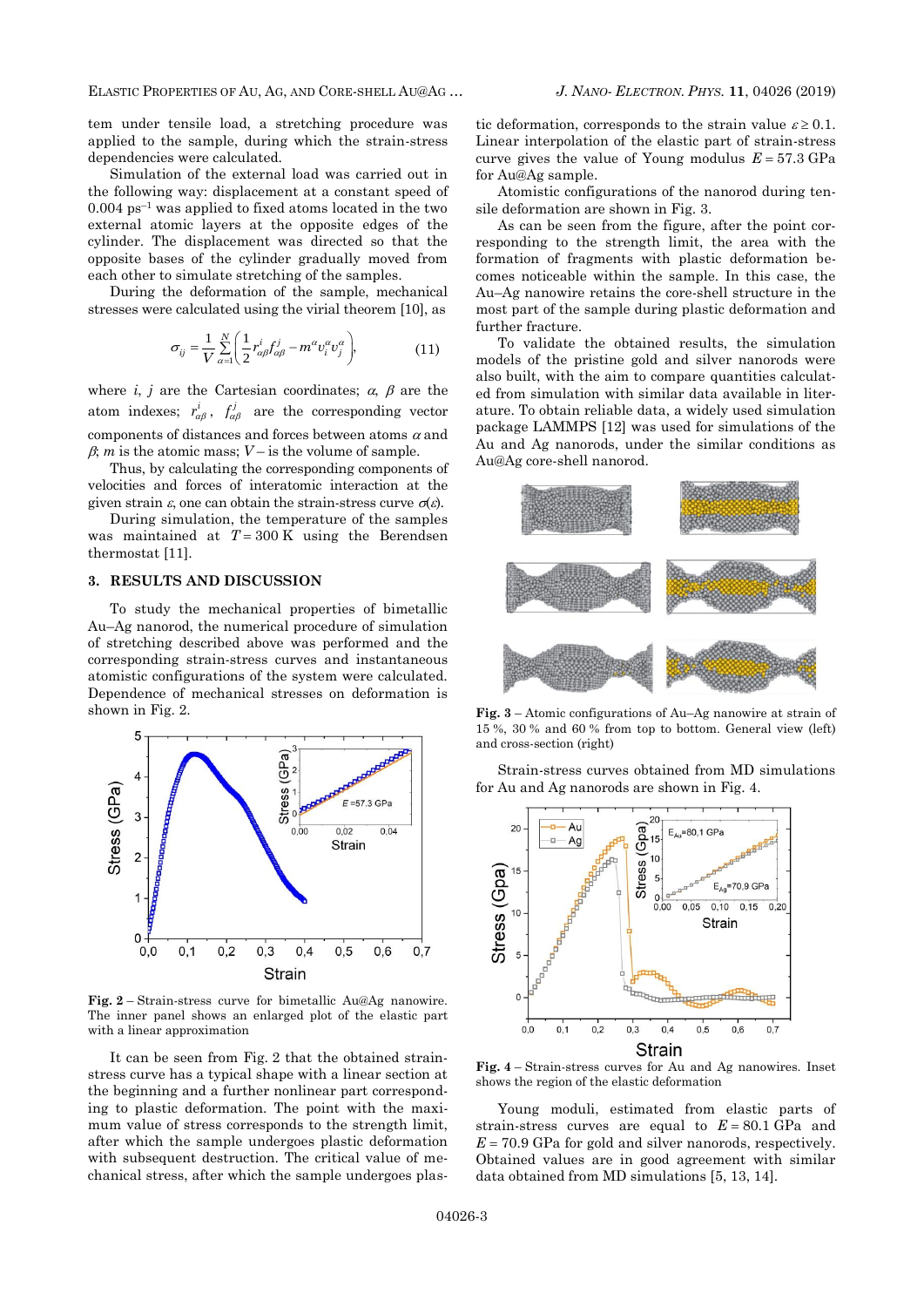tem under tensile load, a stretching procedure was applied to the sample, during which the strain-stress dependencies were calculated.

Simulation of the external load was carried out in the following way: displacement at a constant speed of 0.004 ps$^{-1}$ was applied to fixed atoms located in the two external atomic layers at the opposite edges of the cylinder. The displacement was directed so that the opposite bases of the cylinder gradually moved from each other to simulate stretching of the samples.

During the deformation of the sample, mechanical stresses were calculated using the virial theorem [10], as

$$\sigma_{ij} = \frac{1}{V}\sum_{\alpha=1}^{N}\left(\frac{1}{2}r_{\alpha\beta}^{i}f_{\alpha\beta}^{j} - m^{\alpha}\upsilon_{i}^{\alpha}\upsilon_{j}^{\alpha}\right), \qquad (11)$$

where $i$, $j$ are the Cartesian coordinates; $\alpha$, $\beta$ are the atom indexes; $r_{\alpha\beta}^{i}$, $f_{\alpha\beta}^{j}$ are the corresponding vector components of distances and forces between atoms $\alpha$ and $\beta$; $m$ is the atomic mass; $V$ – is the volume of sample.

Thus, by calculating the corresponding components of velocities and forces of interatomic interaction at the given strain $\varepsilon$, one can obtain the strain-stress curve $\sigma(\varepsilon)$.

During simulation, the temperature of the samples was maintained at $T = 300$ K using the Berendsen thermostat [11].

## 3. RESULTS AND DISCUSSION

To study the mechanical properties of bimetallic Au–Ag nanorod, the numerical procedure of simulation of stretching described above was performed and the corresponding strain-stress curves and instantaneous atomistic configurations of the system were calculated. Dependence of mechanical stresses on deformation is shown in Fig. 2.

**Fig. 2** – Strain-stress curve for bimetallic Au@Ag nanowire. The inner panel shows an enlarged plot of the elastic part with a linear approximation

It can be seen from Fig. 2 that the obtained strain-stress curve has a typical shape with a linear section at the beginning and a further nonlinear part corresponding to plastic deformation. The point with the maximum value of stress corresponds to the strength limit, after which the sample undergoes plastic deformation with subsequent destruction. The critical value of mechanical stress, after which the sample undergoes plastic deformation, corresponds to the strain value $\varepsilon \geq 0.1$. Linear interpolation of the elastic part of strain-stress curve gives the value of Young modulus $E = 57.3$ GPa for Au@Ag sample.

Atomistic configurations of the nanorod during tensile deformation are shown in Fig. 3.

As can be seen from the figure, after the point corresponding to the strength limit, the area with the formation of fragments with plastic deformation becomes noticeable within the sample. In this case, the Au–Ag nanowire retains the core-shell structure in the most part of the sample during plastic deformation and further fracture.

To validate the obtained results, the simulation models of the pristine gold and silver nanorods were also built, with the aim to compare quantities calculated from simulation with similar data available in literature. To obtain reliable data, a widely used simulation package LAMMPS [12] was used for simulations of the Au and Ag nanorods, under the similar conditions as Au@Ag core-shell nanorod.

**Fig. 3** – Atomic configurations of Au–Ag nanowire at strain of 15 %, 30 % and 60 % from top to bottom. General view (left) and cross-section (right)

Strain-stress curves obtained from MD simulations for Au and Ag nanorods are shown in Fig. 4.

**Fig. 4** – Strain-stress curves for Au and Ag nanowires. Inset shows the region of the elastic deformation

Young moduli, estimated from elastic parts of strain-stress curves are equal to $E = 80.1$ GPa and $E = 70.9$ GPa for gold and silver nanorods, respectively. Obtained values are in good agreement with similar data obtained from MD simulations [5, 13, 14].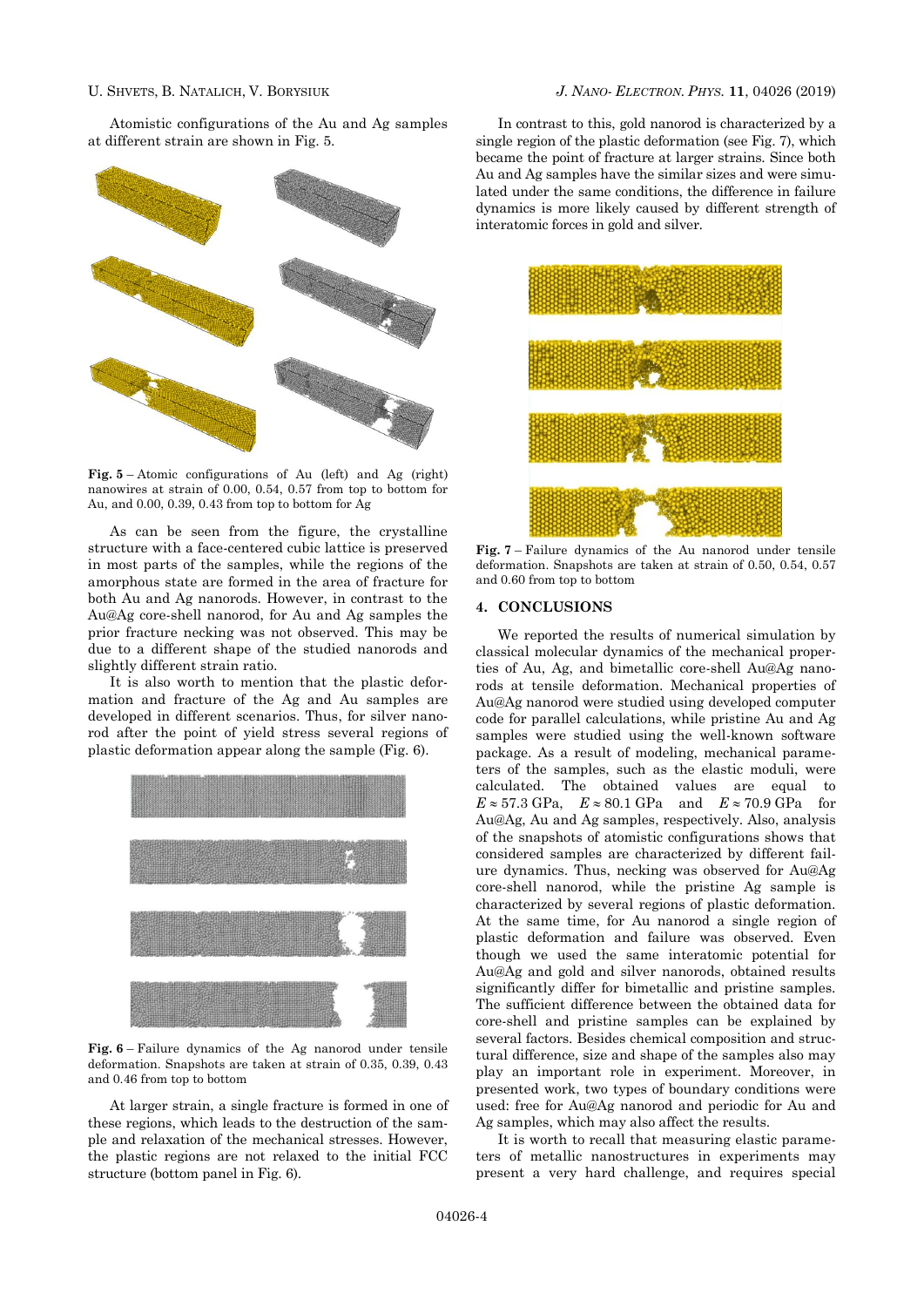Atomistic configurations of the Au and Ag samples at different strain are shown in Fig. 5.

**Fig. 5** – Atomic configurations of Au (left) and Ag (right) nanowires at strain of 0.00, 0.54, 0.57 from top to bottom for Au, and 0.00, 0.39, 0.43 from top to bottom for Ag

As can be seen from the figure, the crystalline structure with a face-centered cubic lattice is preserved in most parts of the samples, while the regions of the amorphous state are formed in the area of fracture for both Au and Ag nanorods. However, in contrast to the Au@Ag core-shell nanorod, for Au and Ag samples the prior fracture necking was not observed. This may be due to a different shape of the studied nanorods and slightly different strain ratio.

It is also worth to mention that the plastic deformation and fracture of the Ag and Au samples are developed in different scenarios. Thus, for silver nanorod after the point of yield stress several regions of plastic deformation appear along the sample (Fig. 6).

**Fig. 6** – Failure dynamics of the Ag nanorod under tensile deformation. Snapshots are taken at strain of 0.35, 0.39, 0.43 and 0.46 from top to bottom

At larger strain, a single fracture is formed in one of these regions, which leads to the destruction of the sample and relaxation of the mechanical stresses. However, the plastic regions are not relaxed to the initial FCC structure (bottom panel in Fig. 6).

In contrast to this, gold nanorod is characterized by a single region of the plastic deformation (see Fig. 7), which became the point of fracture at larger strains. Since both Au and Ag samples have the similar sizes and were simulated under the same conditions, the difference in failure dynamics is more likely caused by different strength of interatomic forces in gold and silver.

**Fig. 7** – Failure dynamics of the Au nanorod under tensile deformation. Snapshots are taken at strain of 0.50, 0.54, 0.57 and 0.60 from top to bottom

## 4. CONCLUSIONS

We reported the results of numerical simulation by classical molecular dynamics of the mechanical properties of Au, Ag, and bimetallic core-shell Au@Ag nanorods at tensile deformation. Mechanical properties of Au@Ag nanorod were studied using developed computer code for parallel calculations, while pristine Au and Ag samples were studied using the well-known software package. As a result of modeling, mechanical parameters of the samples, such as the elastic moduli, were calculated. The obtained values are equal to $E \approx 57.3$ GPa, $E \approx 80.1$ GPa and $E \approx 70.9$ GPa for Au@Ag, Au and Ag samples, respectively. Also, analysis of the snapshots of atomistic configurations shows that considered samples are characterized by different failure dynamics. Thus, necking was observed for Au@Ag core-shell nanorod, while the pristine Ag sample is characterized by several regions of plastic deformation. At the same time, for Au nanorod a single region of plastic deformation and failure was observed. Even though we used the same interatomic potential for Au@Ag and gold and silver nanorods, obtained results significantly differ for bimetallic and pristine samples. The sufficient difference between the obtained data for core-shell and pristine samples can be explained by several factors. Besides chemical composition and structural difference, size and shape of the samples also may play an important role in experiment. Moreover, in presented work, two types of boundary conditions were used: free for Au@Ag nanorod and periodic for Au and Ag samples, which may also affect the results.

It is worth to recall that measuring elastic parameters of metallic nanostructures in experiments may present a very hard challenge, and requires special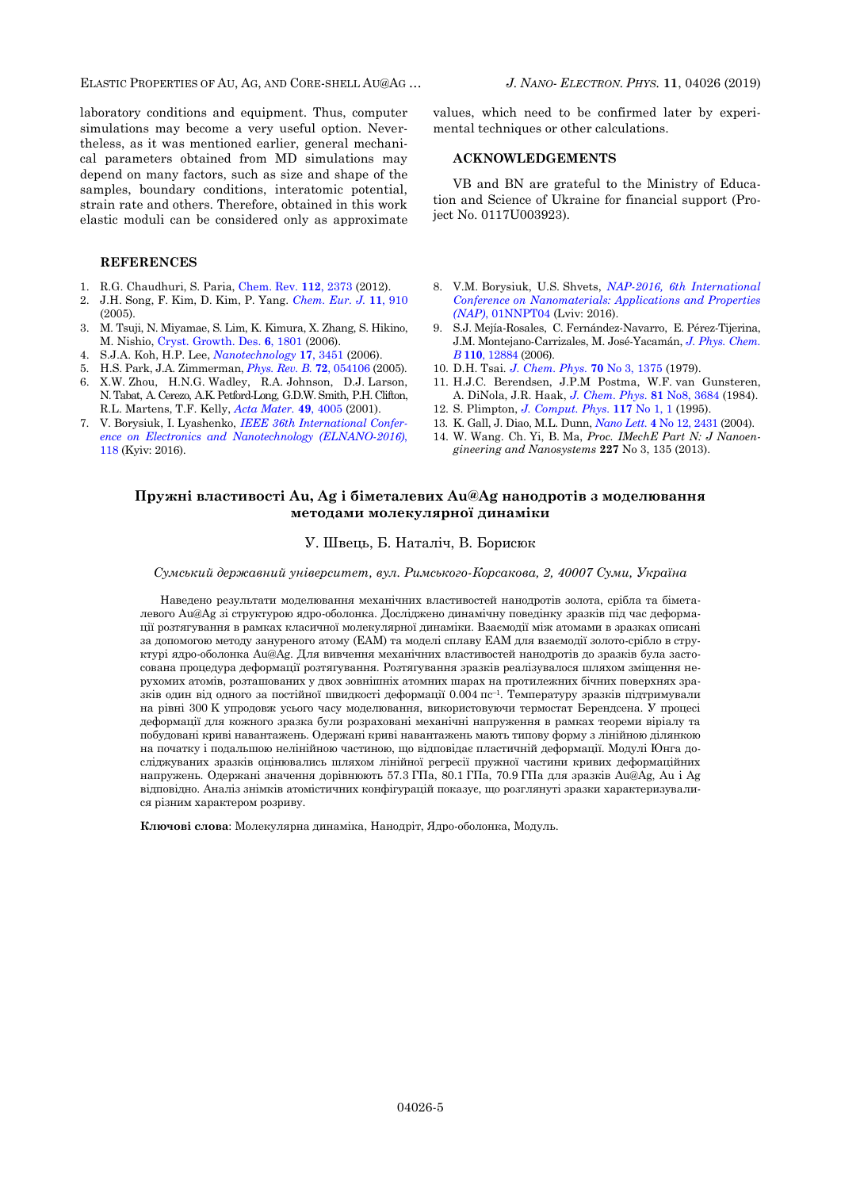laboratory conditions and equipment. Thus, computer simulations may become a very useful option. Nevertheless, as it was mentioned earlier, general mechanical parameters obtained from MD simulations may depend on many factors, such as size and shape of the samples, boundary conditions, interatomic potential, strain rate and others. Therefore, obtained in this work elastic moduli can be considered only as approximate values, which need to be confirmed later by experimental techniques or other calculations.

### ACKNOWLEDGEMENTS

VB and BN are grateful to the Ministry of Education and Science of Ukraine for financial support (Project No. 0117U003923).

### REFERENCES

1. R.G. Chaudhuri, S. Paria, Chem. Rev. **112**, 2373 (2012).
2. J.H. Song, F. Kim, D. Kim, P. Yang. *Chem. Eur. J.* **11**, 910 (2005).
3. M. Tsuji, N. Miyamae, S. Lim, K. Kimura, X. Zhang, S. Hikino, M. Nishio, Cryst. Growth. Des. **6**, 1801 (2006).
4. S.J.A. Koh, H.P. Lee, *Nanotechnology* **17**, 3451 (2006).
5. H.S. Park, J.A. Zimmerman, *Phys. Rev. B.* **72**, 054106 (2005).
6. X.W. Zhou, H.N.G. Wadley, R.A. Johnson, D.J. Larson, N. Tabat, A. Cerezo, A.K. Petford-Long, G.D.W. Smith, P.H. Clifton, R.L. Martens, T.F. Kelly, *Acta Mater.* **49**, 4005 (2001).
7. V. Borysiuk, I. Lyashenko, *IEEE 36th International Conference on Electronics and Nanotechnology (ELNANO-2016)*, 118 (Kyiv: 2016).
8. V.M. Borysiuk, U.S. Shvets, *NAP-2016, 6th International Conference on Nanomaterials: Applications and Properties (NAP)*, 01NNPT04 (Lviv: 2016).
9. S.J. Mejía-Rosales, C. Fernández-Navarro, E. Pérez-Tijerina, J.M. Montejano-Carrizales, M. José-Yacamán, *J. Phys. Chem. B* **110**, 12884 (2006).
10. D.H. Tsai. *J. Chem. Phys.* **70** No 3, 1375 (1979).
11. H.J.C. Berendsen, J.P.M Postma, W.F. van Gunsteren, A. DiNola, J.R. Haak, *J. Chem. Phys.* **81** No8, 3684 (1984).
12. S. Plimpton, *J. Comput. Phys.* **117** No 1, 1 (1995).
13. K. Gall, J. Diao, M.L. Dunn, *Nano Lett.* 4 No 12, 2431 (2004).
14. W. Wang. Ch. Yi, B. Ma, *Proc. IMechE Part N: J Nanoengineering and Nanosystems* **227** No 3, 135 (2013).

## Пружні властивості Au, Ag і біметалевих Au@Ag нанодротів з моделювання методами молекулярної динаміки

У. Швець, Б. Наталіч, В. Борисюк

*Сумський державний університет, вул. Римського-Корсакова, 2, 40007 Суми, Україна*

Наведено результати моделювання механічних властивостей нанодротів золота, срібла та біметалевого Au@Ag зі структурою ядро-оболонка. Досліджено динамічну поведінку зразків під час деформації розтягування в рамках класичної молекулярної динаміки. Взаємодії між атомами в зразках описані за допомогою методу зануреного атому (EAM) та моделі сплаву EAM для взаємодії золото-срібло в структурі ядро-оболонка Au@Ag. Для вивчення механічних властивостей нанодротів до зразків була застосована процедура деформації розтягування. Розтягування зразків реалізувалося шляхом зміщення нерухомих атомів, розташованих у двох зовнішніх атомних шарах на протилежних бічних поверхнях зразків один від одного за постійної швидкості деформації 0.004 $пс^{-1}$. Температуру зразків підтримували на рівні 300 K упродовж усього часу моделювання, використовуючи термостат Берендсена. У процесі деформації для кожного зразка були розраховані механічні напруження в рамках теореми віріалу та побудовані криві навантажень. Одержані криві навантажень мають типову форму з лінійною ділянкою на початку і подальшою нелінійною частиною, що відповідає пластичній деформації. Модулі Юнга досліджуваних зразків оцінювались шляхом лінійної регресії пружної частини кривих деформаційних напружень. Одержані значення дорівнюють 57.3 ГПа, 80.1 ГПа, 70.9 ГПа для зразків Au@Ag, Au і Ag відповідно. Аналіз знімків атомістичних конфігурацій показує, що розглянуті зразки характеризувалися різним характером розриву.

**Ключові слова**: Молекулярна динаміка, Нанодріт, Ядро-оболонка, Модуль.